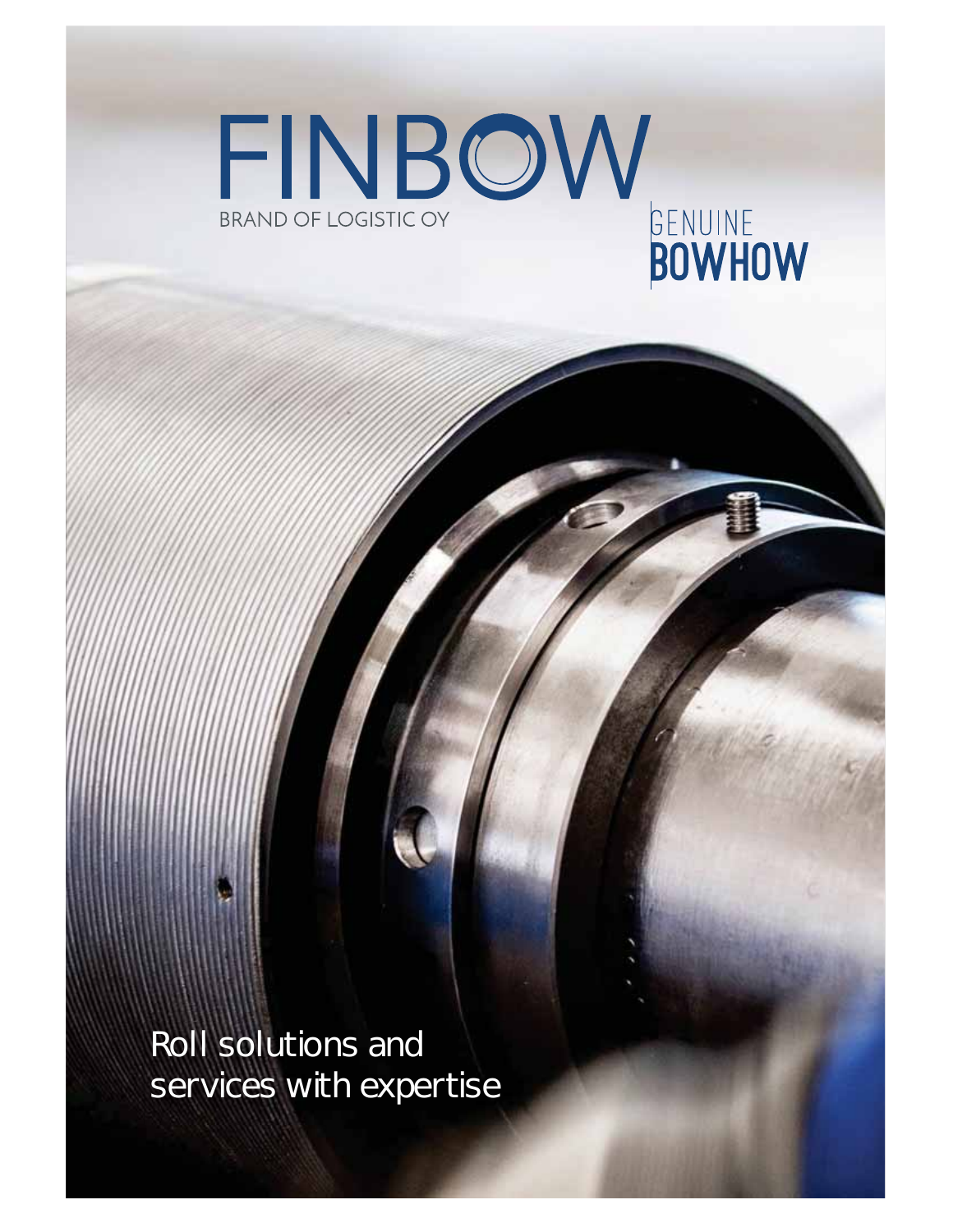# FINBOW

BRAND OF LOGISTIC OY

GENUINE
**BOWHOW**

Roll solutions and
services with expertise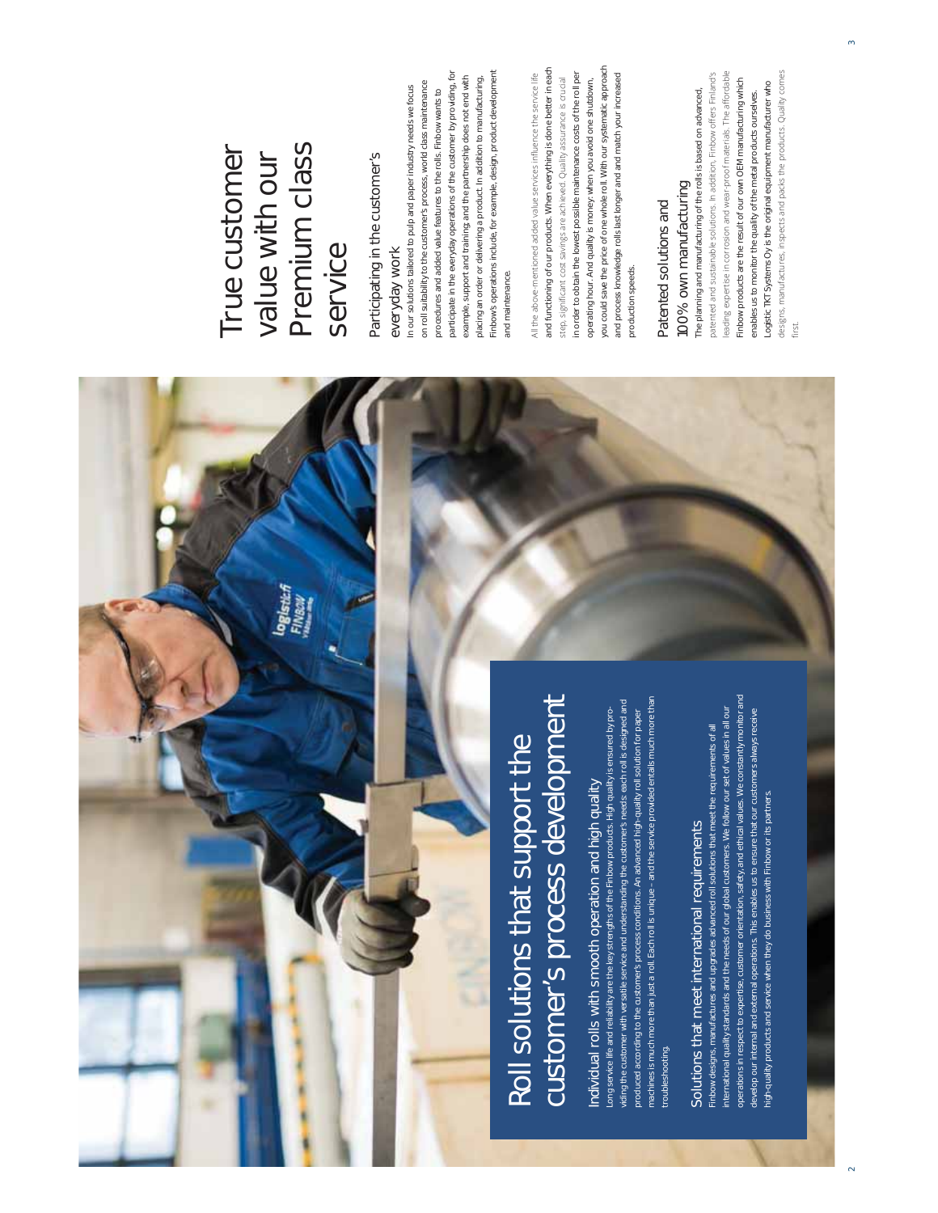# Roll solutions that support the customer's process development

## Individual rolls with smooth operation and high quality

Long service life and reliability are the key strengths of the Finbow products. High quality is ensured by providing the customer with versatile service and understanding the customer's needs: each roll is designed and produced according to the customer's process conditions. An advanced high-quality roll solution for paper machines is much more than just a roll. Each roll is unique – and the service provided entails much more than troubleshooting.

## Solutions that meet international requirements

Finbow designs, manufactures and upgrades advanced roll solutions that meet the requirements of all international quality standards and the needs of our global customers. We follow our set of values in all our operations in respect to expertise, customer orientation, safety, and ethical values. We constantly monitor and develop our internal and external operations. This enables us to ensure that our customers always receive high-quality products and service when they do business with Finbow or its partners.

# True customer value with our Premium class service

## Participating in the customer's everyday work

In our solutions tailored to pulp and paper industry needs we focus on roll suitability to the customer's process, world class maintenance procedures and added value features to the rolls. Finbow wants to participate in the everyday operations of the customer by providing, for example, support and training and the partnership does not end with placing an order or delivering a product. In addition to manufacturing, Finbow's operations include, for example, design, product development and maintenance.

All the above-mentioned added value services influence the service life and functioning of our products. When everything is done better in each step, significant cost savings are achieved. Quality assurance is crucial in order to obtain the lowest possible maintenance costs of the roll per operating hour. And quality is money: when you avoid one shutdown, you could save the price of one whole roll. With our systematic approach and process knowledge rolls last longer and and match your increased production speeds.

## Patented solutions and 100% own manufacturing

The planning and manufacturing of the rolls is based on advanced, patented and sustainable solutions. In addition, Finbow offers Finland's leading expertise in corrosion and wear-proof materials. The affordable Finbow products are the result of our own OEM manufacturing which enables us to monitor the quality of the metal products ourselves. Logistic TKT Systems Oy is the original equipment manufacturer who designs, manufactures, inspects and packs the products. Quality comes first.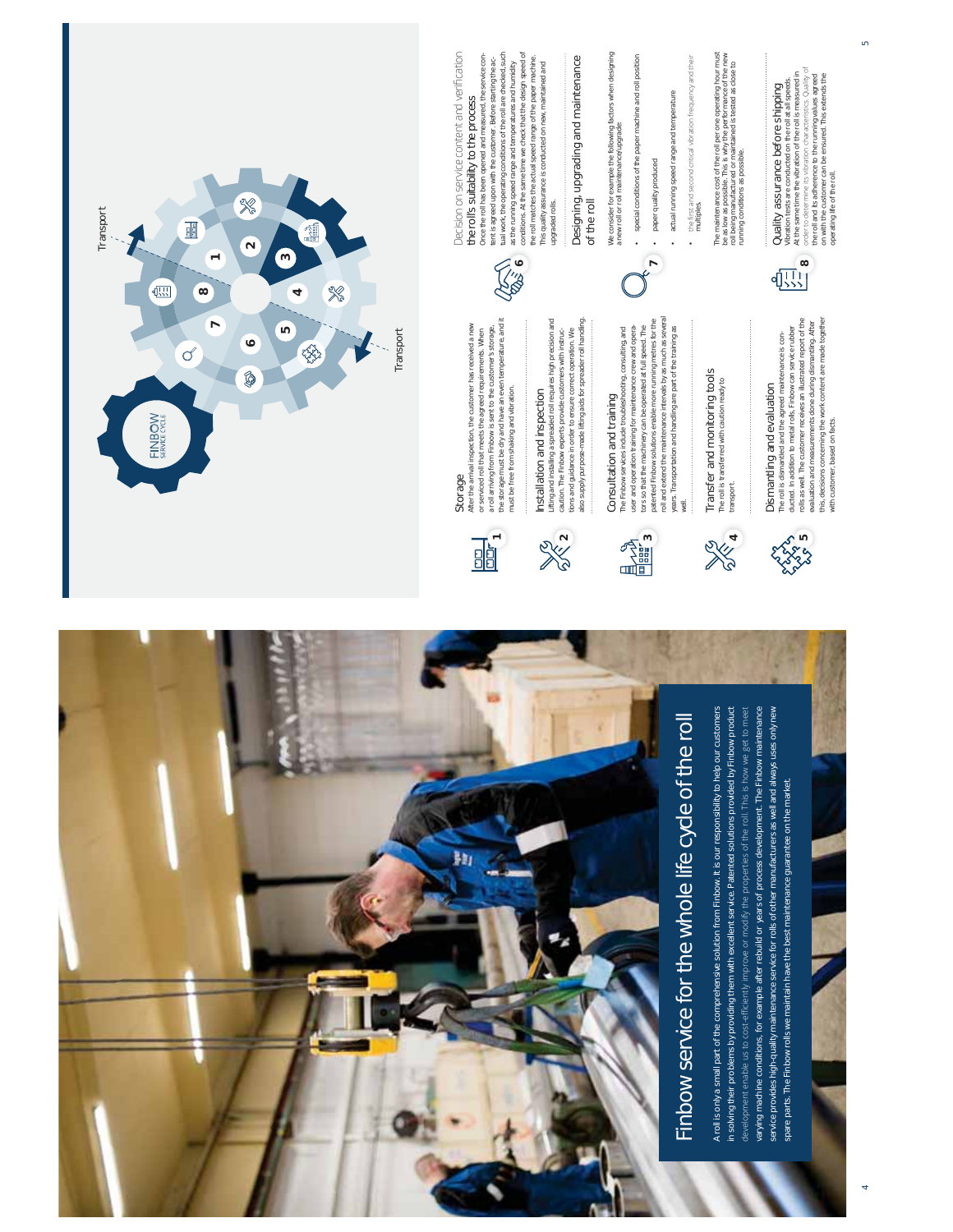# Finbow service for the whole life cycle of the roll

A roll is only a small part of the comprehensive solution from Finbow. It is our responsibility to help our customers in solving their problems by providing them with excellent service. Patented solutions provided by Finbow product development enable us to cost-efficiently improve or modify the properties of the roll. This is how we get to meet varying machine conditions, for example after rebuild or years of process development. The Finbow maintenance service provides high-quality maintenance service for rolls of other manufacturers as well and always uses only new spare parts. The Finbow rolls we maintain have the best maintenance guarantee on the market.

FINBOW SERVICE CYCLE

Transport

Transport

## 1 Storage

After the arrival inspection, the customer has received a new or serviced roll that meets the agreed requirements. When a roll arriving from Finbow is sent to the customer's storage, the storage must be dry and have an even temperature, and it must be free from shaking and vibration.

## 2 Installation and inspection

Lifting and installing a spreader roll requires high precision and caution. The Finbow experts provide customers with instructions and guidance in order to ensure correct operation. We also supply purpose-made lifting aids for spreader roll handling.

## 3 Consultation and training

The Finbow services include troubleshooting, consulting and user and operation training for maintenance crew and operators so that the machinery can be operated at full speed. The patented Finbow solutions enable more running metres for the roll and extend the maintenance intervals by as much as several years. Transportation and handling are part of the training as well.

## 4 Transfer and monitoring tools

The roll is transferred with caution ready to transport.

## 5 Dismantling and evaluation

The roll is dismantled and the agreed maintenance is conducted. In addition to metal rolls, Finbow can service rubber rolls as well. The customer receives an illustrated report of the evaluation and measurements done during dismantling. After this, decisions concerning the work content are made together with customer, based on facts.

## 6 Decision on service content and verification the roll's suitability to the process

Once the roll has been opened and measured, the service content is agreed upon with the customer. Before starting the actual work, the operating conditions of the roll are checked, such as the running speed range and temperatures and humidity conditions. At the same time we check that the design speed of the roll matches the actual speed range of the paper machine. This quality assurance is conducted on new, maintained and upgraded rolls.

## 7 Designing, upgrading and maintenance of the roll

We consider for example the following factors when designing a new roll or roll maintenance/upgrade:

- special conditions of the paper machine and roll position
- paper quality produced
- actual running speed range and temperature
- the first and second critical vibration frequency and their multiples.

The maintenance cost of the roll per one operating hour must be as low as possible. This is why the performance of the new roll being manufactured or maintained is tested as close to running conditions as possible.

## 8 Quality assurance before shipping

Vibration tests are conducted on the roll at all speeds. At the same time the vibration of the roll is measured in order to determine its vibration characteristics. Quality of the roll and its adherence to the running values agreed on with the customer can be ensured. This extends the operating life of the roll.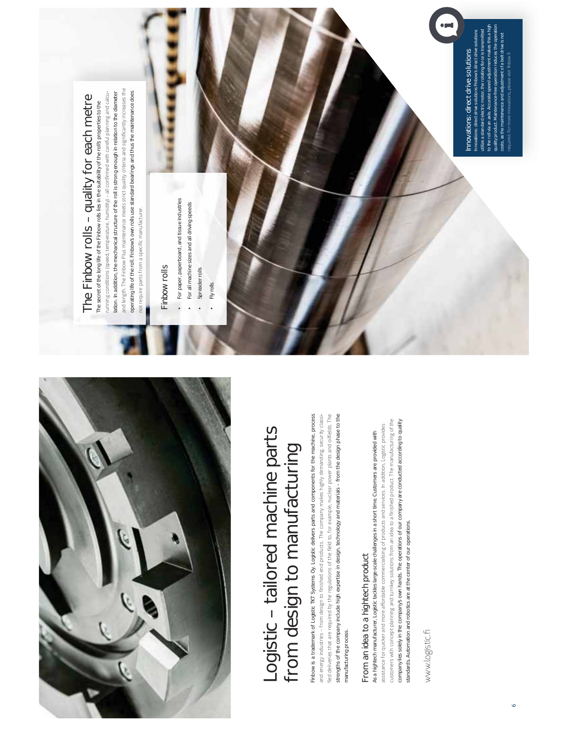# Logistic – tailored machine parts from design to manufacturing

Finbow is a trademark of Logistic TKT Systems Oy. Logistic delivers parts and components for the machine, process and energy industries – from design to finished end products. The company makes highly demanding, security classified deliveries that are required by the regulations of the field to, for example, nuclear power plants and oilfields. The strengths of the company include high expertise in design, technology and materials – from the design phase to the manufacturing process.

## From an idea to a hightech product

As a hightech manufacturer, Logistic tackles large-scale challenges in a short time. Customers are provided with assistance for quicker and more affordable commercialising of products and services. In addition, Logistic provides customers with concept planning and turnkey solutions from an idea to a finished product. The manufacturing of the company lies solely in the company's own hands. The operations of our company are conducted according to quality standards. Automation and robotics are at the center of our operations.

www.logistic.fi

# The Finbow rolls – quality for each metre

The secret of the long life of the Finbow rolls lies in the suitability of the roll's properties to the running conditions (speed, temperature, humidity) – all confirmed with careful planning and calculation. In addition, the mechanical structure of the roll is strong enough in relation to the diameter and length. The Finbow Plus maintenance meets strict quality criteria and significantly increases the operating life of the roll. Finbow's own rolls use standard bearings and thus the maintenance does not require parts from a specific manufacturer.

## Finbow rolls

- For paper, paperboard, and tissue industries
- For all machine sizes and all driving speeds
- Spreader rolls
- Fly rolls

## Innovations: direct drive solutions

Innovations: direct drive solutions Finbow's direct drive solutions utilize a standard electric motor, the rotating force is transmitted to the roll via an axle. Accurate speed adjustment makes this a high quality product. Maintenance-free operation reduces the operation costs, as the maintenance and adjustment of a belt drive is not required. For more innovations, please visit finbow.fi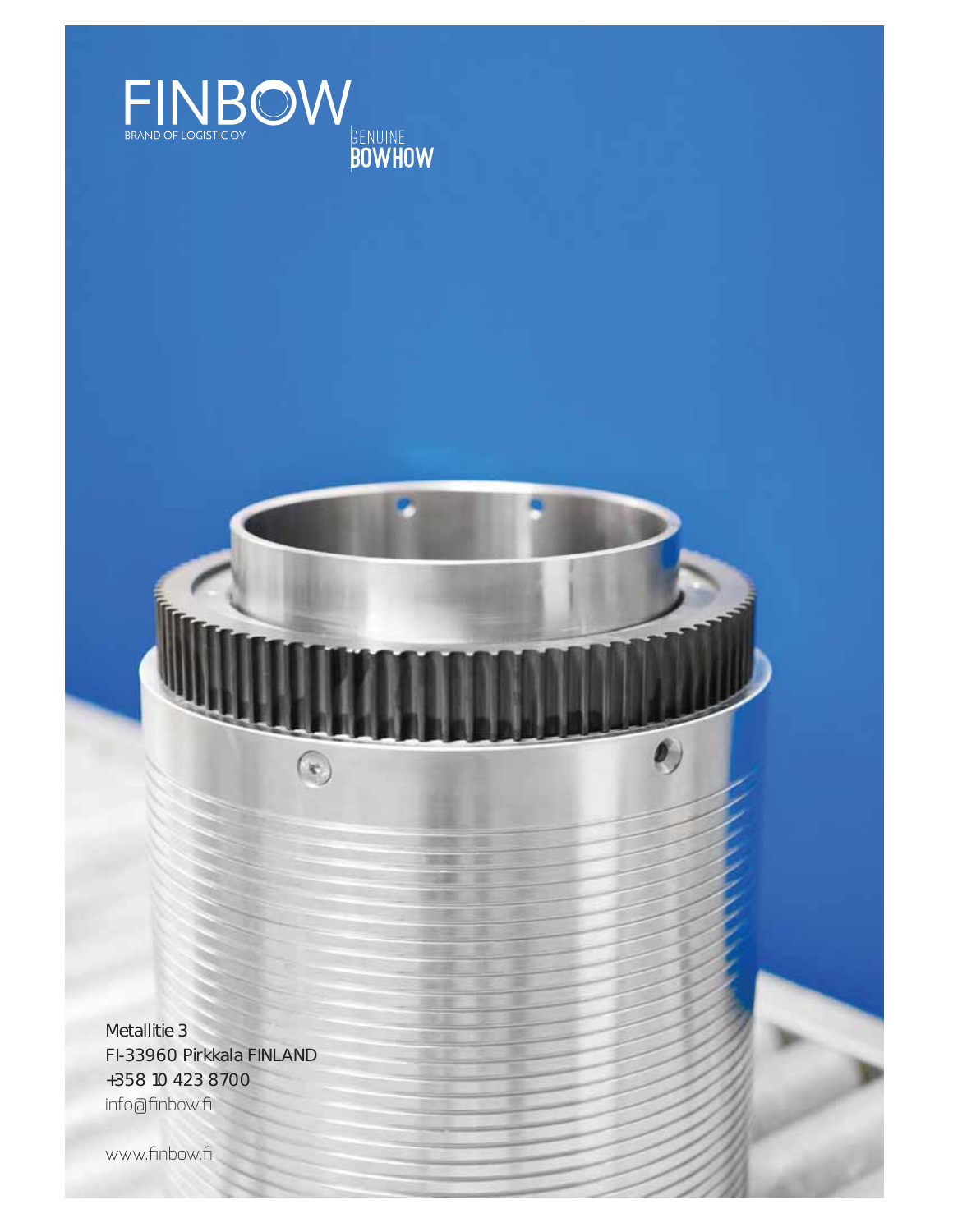FINBOW

BRAND OF LOGISTIC OY

GENUINE BOWHOW

Metallitie 3
FI-33960 Pirkkala FINLAND
+358 10 423 8700
info@finbow.fi

www.finbow.fi